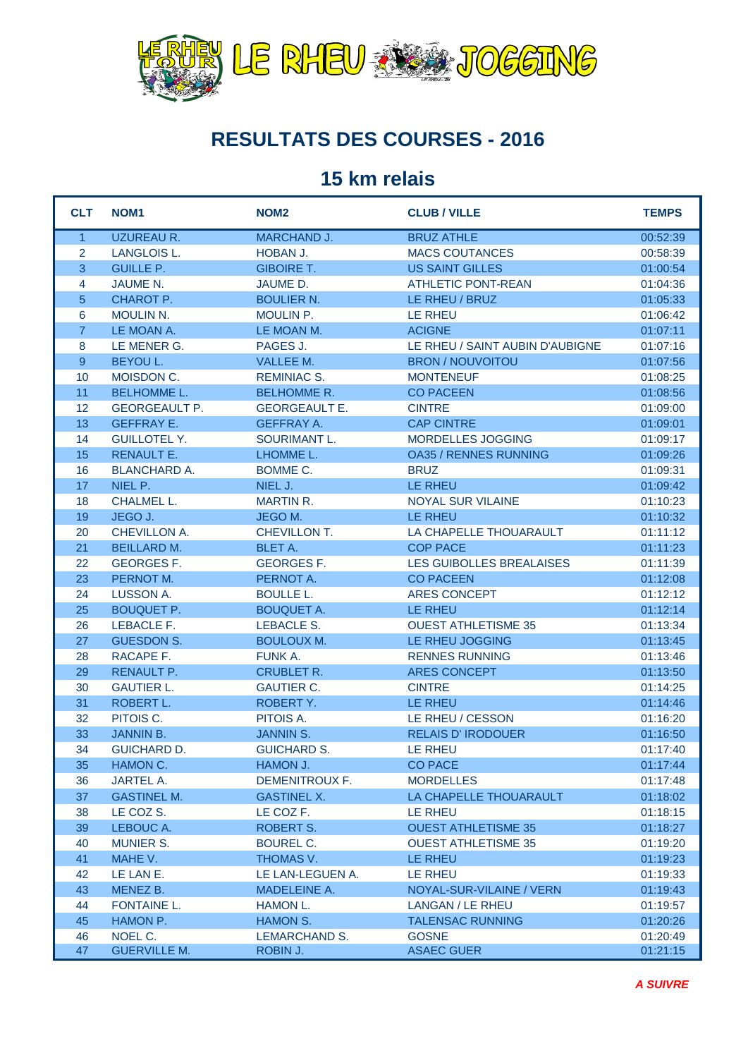LE RHEU TOUR LE RHEU JOGGING

# RESULTATS DES COURSES - 2016

## 15 km relais

| CLT | NOM1 | NOM2 | CLUB / VILLE | TEMPS |
|---|---|---|---|---|
| 1 | UZUREAU R. | MARCHAND J. | BRUZ ATHLE | 00:52:39 |
| 2 | LANGLOIS L. | HOBAN J. | MACS COUTANCES | 00:58:39 |
| 3 | GUILLE P. | GIBOIRE T. | US SAINT GILLES | 01:00:54 |
| 4 | JAUME N. | JAUME D. | ATHLETIC PONT-REAN | 01:04:36 |
| 5 | CHAROT P. | BOULIER N. | LE RHEU / BRUZ | 01:05:33 |
| 6 | MOULIN N. | MOULIN P. | LE RHEU | 01:06:42 |
| 7 | LE MOAN A. | LE MOAN M. | ACIGNE | 01:07:11 |
| 8 | LE MENER G. | PAGES J. | LE RHEU / SAINT AUBIN D'AUBIGNE | 01:07:16 |
| 9 | BEYOU L. | VALLEE M. | BRON / NOUVOITOU | 01:07:56 |
| 10 | MOISDON C. | REMINIAC S. | MONTENEUF | 01:08:25 |
| 11 | BELHOMME L. | BELHOMME R. | CO PACEEN | 01:08:56 |
| 12 | GEORGEAULT P. | GEORGEAULT E. | CINTRE | 01:09:00 |
| 13 | GEFFRAY E. | GEFFRAY A. | CAP CINTRE | 01:09:01 |
| 14 | GUILLOTEL Y. | SOURIMANT L. | MORDELLES JOGGING | 01:09:17 |
| 15 | RENAULT E. | LHOMME L. | OA35 / RENNES RUNNING | 01:09:26 |
| 16 | BLANCHARD A. | BOMME C. | BRUZ | 01:09:31 |
| 17 | NIEL P. | NIEL J. | LE RHEU | 01:09:42 |
| 18 | CHALMEL L. | MARTIN R. | NOYAL SUR VILAINE | 01:10:23 |
| 19 | JEGO J. | JEGO M. | LE RHEU | 01:10:32 |
| 20 | CHEVILLON A. | CHEVILLON T. | LA CHAPELLE THOUARAULT | 01:11:12 |
| 21 | BEILLARD M. | BLET A. | COP PACE | 01:11:23 |
| 22 | GEORGES F. | GEORGES F. | LES GUIBOLLES BREALAISES | 01:11:39 |
| 23 | PERNOT M. | PERNOT A. | CO PACEEN | 01:12:08 |
| 24 | LUSSON A. | BOULLE L. | ARES CONCEPT | 01:12:12 |
| 25 | BOUQUET P. | BOUQUET A. | LE RHEU | 01:12:14 |
| 26 | LEBACLE F. | LEBACLE S. | OUEST ATHLETISME 35 | 01:13:34 |
| 27 | GUESDON S. | BOULOUX M. | LE RHEU JOGGING | 01:13:45 |
| 28 | RACAPE F. | FUNK A. | RENNES RUNNING | 01:13:46 |
| 29 | RENAULT P. | CRUBLET R. | ARES CONCEPT | 01:13:50 |
| 30 | GAUTIER L. | GAUTIER C. | CINTRE | 01:14:25 |
| 31 | ROBERT L. | ROBERT Y. | LE RHEU | 01:14:46 |
| 32 | PITOIS C. | PITOIS A. | LE RHEU / CESSON | 01:16:20 |
| 33 | JANNIN B. | JANNIN S. | RELAIS D' IRODOUER | 01:16:50 |
| 34 | GUICHARD D. | GUICHARD S. | LE RHEU | 01:17:40 |
| 35 | HAMON C. | HAMON J. | CO PACE | 01:17:44 |
| 36 | JARTEL A. | DEMENITROUX F. | MORDELLES | 01:17:48 |
| 37 | GASTINEL M. | GASTINEL X. | LA CHAPELLE THOUARAULT | 01:18:02 |
| 38 | LE COZ S. | LE COZ F. | LE RHEU | 01:18:15 |
| 39 | LEBOUC A. | ROBERT S. | OUEST ATHLETISME 35 | 01:18:27 |
| 40 | MUNIER S. | BOUREL C. | OUEST ATHLETISME 35 | 01:19:20 |
| 41 | MAHE V. | THOMAS V. | LE RHEU | 01:19:23 |
| 42 | LE LAN E. | LE LAN-LEGUEN A. | LE RHEU | 01:19:33 |
| 43 | MENEZ B. | MADELEINE A. | NOYAL-SUR-VILAINE / VERN | 01:19:43 |
| 44 | FONTAINE L. | HAMON L. | LANGAN / LE RHEU | 01:19:57 |
| 45 | HAMON P. | HAMON S. | TALENSAC RUNNING | 01:20:26 |
| 46 | NOEL C. | LEMARCHAND S. | GOSNE | 01:20:49 |
| 47 | GUERVILLE M. | ROBIN J. | ASAEC GUER | 01:21:15 |

***A SUIVRE***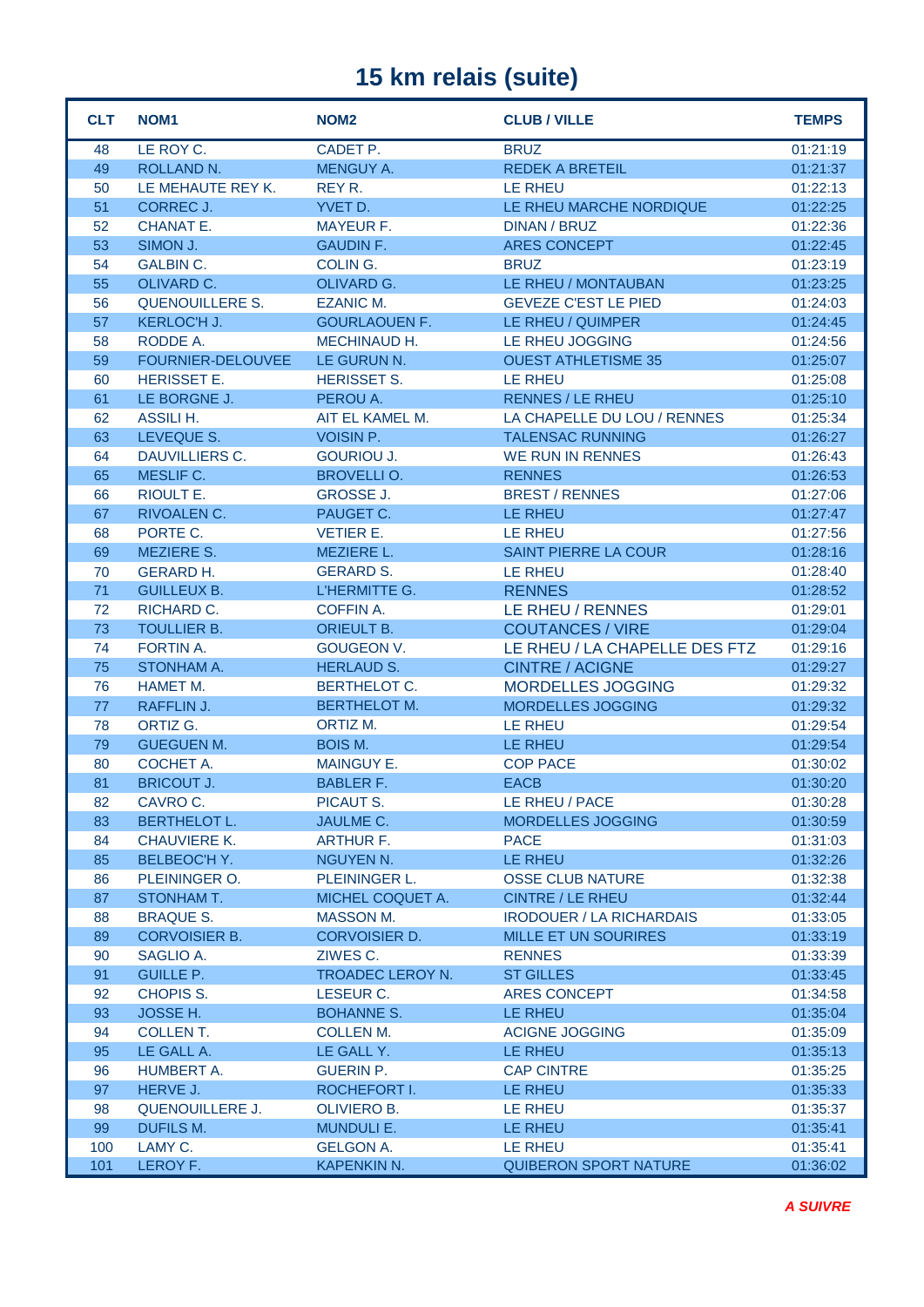# 15 km relais (suite)

| CLT | NOM1 | NOM2 | CLUB / VILLE | TEMPS |
|---|---|---|---|---|
| 48 | LE ROY C. | CADET P. | BRUZ | 01:21:19 |
| 49 | ROLLAND N. | MENGUY A. | REDEK A BRETEIL | 01:21:37 |
| 50 | LE MEHAUTE REY K. | REY R. | LE RHEU | 01:22:13 |
| 51 | CORREC J. | YVET D. | LE RHEU MARCHE NORDIQUE | 01:22:25 |
| 52 | CHANAT E. | MAYEUR F. | DINAN / BRUZ | 01:22:36 |
| 53 | SIMON J. | GAUDIN F. | ARES CONCEPT | 01:22:45 |
| 54 | GALBIN C. | COLIN G. | BRUZ | 01:23:19 |
| 55 | OLIVARD C. | OLIVARD G. | LE RHEU / MONTAUBAN | 01:23:25 |
| 56 | QUENOUILLERE S. | EZANIC M. | GEVEZE C'EST LE PIED | 01:24:03 |
| 57 | KERLOC'H J. | GOURLAOUEN F. | LE RHEU / QUIMPER | 01:24:45 |
| 58 | RODDE A. | MECHINAUD H. | LE RHEU JOGGING | 01:24:56 |
| 59 | FOURNIER-DELOUVEE | LE GURUN N. | OUEST ATHLETISME 35 | 01:25:07 |
| 60 | HERISSET E. | HERISSET S. | LE RHEU | 01:25:08 |
| 61 | LE BORGNE J. | PEROU A. | RENNES / LE RHEU | 01:25:10 |
| 62 | ASSILI H. | AIT EL KAMEL M. | LA CHAPELLE DU LOU / RENNES | 01:25:34 |
| 63 | LEVEQUE S. | VOISIN P. | TALENSAC RUNNING | 01:26:27 |
| 64 | DAUVILLIERS C. | GOURIOU J. | WE RUN IN RENNES | 01:26:43 |
| 65 | MESLIF C. | BROVELLI O. | RENNES | 01:26:53 |
| 66 | RIOULT E. | GROSSE J. | BREST / RENNES | 01:27:06 |
| 67 | RIVOALEN C. | PAUGET C. | LE RHEU | 01:27:47 |
| 68 | PORTE C. | VETIER E. | LE RHEU | 01:27:56 |
| 69 | MEZIERE S. | MEZIERE L. | SAINT PIERRE LA COUR | 01:28:16 |
| 70 | GERARD H. | GERARD S. | LE RHEU | 01:28:40 |
| 71 | GUILLEUX B. | L'HERMITTE G. | RENNES | 01:28:52 |
| 72 | RICHARD C. | COFFIN A. | LE RHEU / RENNES | 01:29:01 |
| 73 | TOULLIER B. | ORIEULT B. | COUTANCES / VIRE | 01:29:04 |
| 74 | FORTIN A. | GOUGEON V. | LE RHEU / LA CHAPELLE DES FTZ | 01:29:16 |
| 75 | STONHAM A. | HERLAUD S. | CINTRE / ACIGNE | 01:29:27 |
| 76 | HAMET M. | BERTHELOT C. | MORDELLES JOGGING | 01:29:32 |
| 77 | RAFFLIN J. | BERTHELOT M. | MORDELLES JOGGING | 01:29:32 |
| 78 | ORTIZ G. | ORTIZ M. | LE RHEU | 01:29:54 |
| 79 | GUEGUEN M. | BOIS M. | LE RHEU | 01:29:54 |
| 80 | COCHET A. | MAINGUY E. | COP PACE | 01:30:02 |
| 81 | BRICOUT J. | BABLER F. | EACB | 01:30:20 |
| 82 | CAVRO C. | PICAUT S. | LE RHEU / PACE | 01:30:28 |
| 83 | BERTHELOT L. | JAULME C. | MORDELLES JOGGING | 01:30:59 |
| 84 | CHAUVIERE K. | ARTHUR F. | PACE | 01:31:03 |
| 85 | BELBEOC'H Y. | NGUYEN N. | LE RHEU | 01:32:26 |
| 86 | PLEININGER O. | PLEININGER L. | OSSE CLUB NATURE | 01:32:38 |
| 87 | STONHAM T. | MICHEL COQUET A. | CINTRE / LE RHEU | 01:32:44 |
| 88 | BRAQUE S. | MASSON M. | IRODOUER / LA RICHARDAIS | 01:33:05 |
| 89 | CORVOISIER B. | CORVOISIER D. | MILLE ET UN SOURIRES | 01:33:19 |
| 90 | SAGLIO A. | ZIWES C. | RENNES | 01:33:39 |
| 91 | GUILLE P. | TROADEC LEROY N. | ST GILLES | 01:33:45 |
| 92 | CHOPIS S. | LESEUR C. | ARES CONCEPT | 01:34:58 |
| 93 | JOSSE H. | BOHANNE S. | LE RHEU | 01:35:04 |
| 94 | COLLEN T. | COLLEN M. | ACIGNE JOGGING | 01:35:09 |
| 95 | LE GALL A. | LE GALL Y. | LE RHEU | 01:35:13 |
| 96 | HUMBERT A. | GUERIN P. | CAP CINTRE | 01:35:25 |
| 97 | HERVE J. | ROCHEFORT I. | LE RHEU | 01:35:33 |
| 98 | QUENOUILLERE J. | OLIVIERO B. | LE RHEU | 01:35:37 |
| 99 | DUFILS M. | MUNDULI E. | LE RHEU | 01:35:41 |
| 100 | LAMY C. | GELGON A. | LE RHEU | 01:35:41 |
| 101 | LEROY F. | KAPENKIN N. | QUIBERON SPORT NATURE | 01:36:02 |

***A SUIVRE***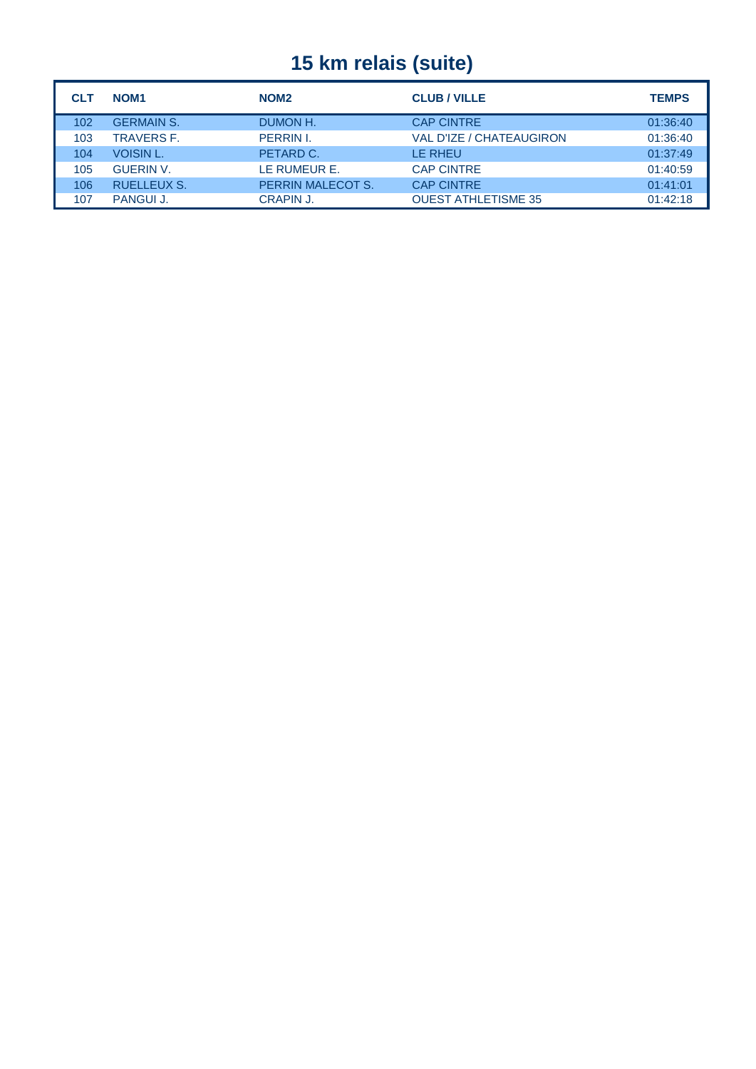# 15 km relais (suite)

| CLT | NOM1 | NOM2 | CLUB / VILLE | TEMPS |
|---|---|---|---|---|
| 102 | GERMAIN S. | DUMON H. | CAP CINTRE | 01:36:40 |
| 103 | TRAVERS F. | PERRIN I. | VAL D'IZE / CHATEAUGIRON | 01:36:40 |
| 104 | VOISIN L. | PETARD C. | LE RHEU | 01:37:49 |
| 105 | GUERIN V. | LE RUMEUR E. | CAP CINTRE | 01:40:59 |
| 106 | RUELLEUX S. | PERRIN MALECOT S. | CAP CINTRE | 01:41:01 |
| 107 | PANGUI J. | CRAPIN J. | OUEST ATHLETISME 35 | 01:42:18 |